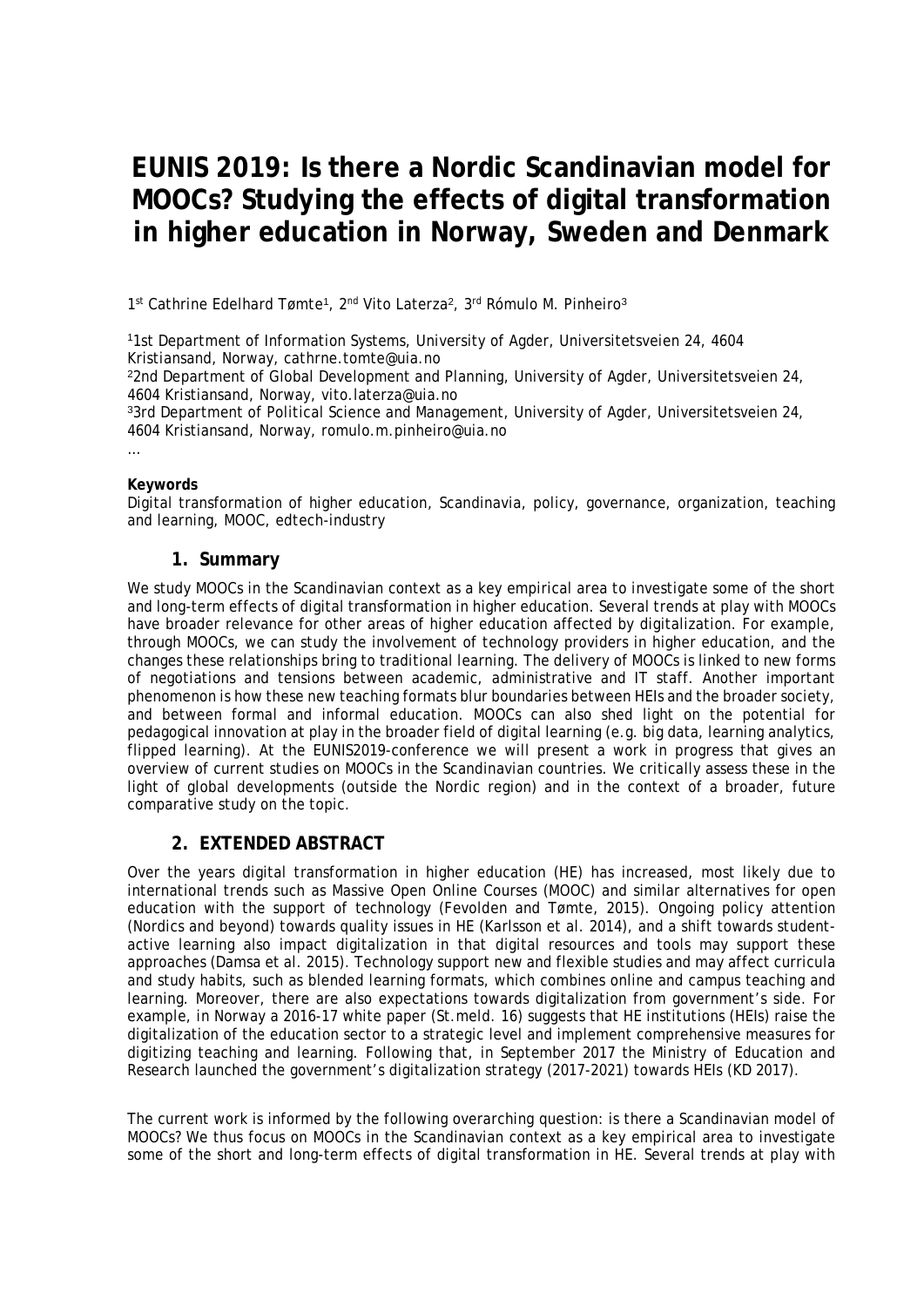# EUNIS 2019: Is there a Nordic Scandinavian model for MOOCs? Studying the effects of digital transformation in higher education in Norway, Sweden and Denmark

1st Cathrine Edelhard Tømte[1], 2nd Vito Laterza[2], 3rd Rómulo M. Pinheiro[3]

[1]1st Department of Information Systems, University of Agder, Universitetsveien 24, 4604 Kristiansand, Norway, cathrne.tomte@uia.no
[2]2nd Department of Global Development and Planning, University of Agder, Universitetsveien 24, 4604 Kristiansand, Norway, vito.laterza@uia.no
[3]3rd Department of Political Science and Management, University of Agder, Universitetsveien 24, 4604 Kristiansand, Norway, romulo.m.pinheiro@uia.no
…

**Keywords**
Digital transformation of higher education, Scandinavia, policy, governance, organization, teaching and learning, MOOC, edtech-industry

## 1. Summary

We study MOOCs in the Scandinavian context as a key empirical area to investigate some of the short and long-term effects of digital transformation in higher education. Several trends at play with MOOCs have broader relevance for other areas of higher education affected by digitalization. For example, through MOOCs, we can study the involvement of technology providers in higher education, and the changes these relationships bring to traditional learning. The delivery of MOOCs is linked to new forms of negotiations and tensions between academic, administrative and IT staff. Another important phenomenon is how these new teaching formats blur boundaries between HEIs and the broader society, and between formal and informal education. MOOCs can also shed light on the potential for pedagogical innovation at play in the broader field of digital learning (e.g. big data, learning analytics, flipped learning). At the EUNIS2019-conference we will present a work in progress that gives an overview of current studies on MOOCs in the Scandinavian countries. We critically assess these in the light of global developments (outside the Nordic region) and in the context of a broader, future comparative study on the topic.

## 2. EXTENDED ABSTRACT

Over the years digital transformation in higher education (HE) has increased, most likely due to international trends such as Massive Open Online Courses (MOOC) and similar alternatives for open education with the support of technology (Fevolden and Tømte, 2015). Ongoing policy attention (Nordics and beyond) towards quality issues in HE (Karlsson et al. 2014), and a shift towards student-active learning also impact digitalization in that digital resources and tools may support these approaches (Damsa et al. 2015). Technology support new and flexible studies and may affect curricula and study habits, such as blended learning formats, which combines online and campus teaching and learning. Moreover, there are also expectations towards digitalization from government's side. For example, in Norway a 2016-17 white paper (St.meld. 16) suggests that HE institutions (HEIs) raise the digitalization of the education sector to a strategic level and implement comprehensive measures for digitizing teaching and learning. Following that, in September 2017 the Ministry of Education and Research launched the government's digitalization strategy (2017-2021) towards HEIs (KD 2017).

The current work is informed by the following overarching question: is there a Scandinavian model of MOOCs? We thus focus on MOOCs in the Scandinavian context as a key empirical area to investigate some of the short and long-term effects of digital transformation in HE. Several trends at play with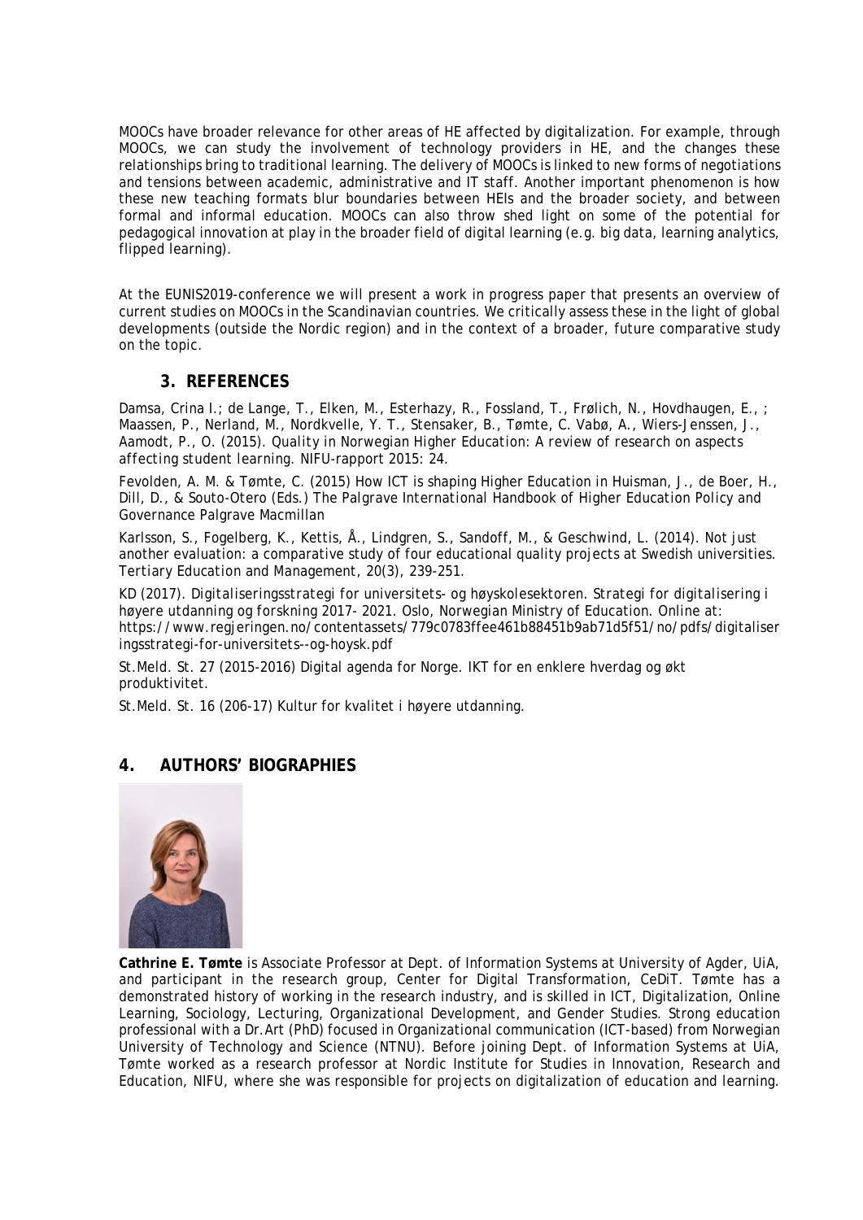MOOCs have broader relevance for other areas of HE affected by digitalization. For example, through MOOCs, we can study the involvement of technology providers in HE, and the changes these relationships bring to traditional learning. The delivery of MOOCs is linked to new forms of negotiations and tensions between academic, administrative and IT staff. Another important phenomenon is how these new teaching formats blur boundaries between HEIs and the broader society, and between formal and informal education. MOOCs can also throw shed light on some of the potential for pedagogical innovation at play in the broader field of digital learning (e.g. big data, learning analytics, flipped learning).

At the EUNIS2019-conference we will present a work in progress paper that presents an overview of current studies on MOOCs in the Scandinavian countries. We critically assess these in the light of global developments (outside the Nordic region) and in the context of a broader, future comparative study on the topic.

## 3. REFERENCES

Damsa, Crina I.; de Lange, T., Elken, M., Esterhazy, R., Fossland, T., Frølich, N., Hovdhaugen, E., ; Maassen, P., Nerland, M., Nordkvelle, Y. T., Stensaker, B., Tømte, C. Vabø, A., Wiers-Jenssen, J., Aamodt, P., O. (2015). *Quality in Norwegian Higher Education: A review of research on aspects affecting student learning*. NIFU-rapport 2015: 24.

Fevolden, A. M. & Tømte, C. (2015) How ICT is shaping Higher Education in Huisman, J., de Boer, H., Dill, D., & Souto-Otero (Eds.) *The Palgrave International Handbook of Higher Education Policy and Governance* Palgrave Macmillan

Karlsson, S., Fogelberg, K., Kettis, Å., Lindgren, S., Sandoff, M., & Geschwind, L. (2014). Not just another evaluation: a comparative study of four educational quality projects at Swedish universities. *Tertiary Education and Management*, 20(3), 239-251.

KD (2017). *Digitaliseringsstrategi for universitets- og høyskolesektoren. Strategi for digitalisering i høyere utdanning og forskning 2017- 2021*. Oslo, Norwegian Ministry of Education. Online at: https://www.regjeringen.no/contentassets/779c0783ffee461b88451b9ab71d5f51/no/pdfs/digitaliseringsstrategi-for-universitets--og-hoysk.pdf

St.Meld. St. 27 (2015-2016) Digital agenda for Norge. IKT for en enklere hverdag og økt produktivitet.

St.Meld. St. 16 (206-17) Kultur for kvalitet i høyere utdanning.

## 4. AUTHORS' BIOGRAPHIES

**Cathrine E. Tømte** is Associate Professor at Dept. of Information Systems at University of Agder, UiA, and participant in the research group, Center for Digital Transformation, CeDiT. Tømte has a demonstrated history of working in the research industry, and is skilled in ICT, Digitalization, Online Learning, Sociology, Lecturing, Organizational Development, and Gender Studies. Strong education professional with a Dr.Art (PhD) focused in Organizational communication (ICT-based) from Norwegian University of Technology and Science (NTNU). Before joining Dept. of Information Systems at UiA, Tømte worked as a research professor at Nordic Institute for Studies in Innovation, Research and Education, NIFU, where she was responsible for projects on digitalization of education and learning.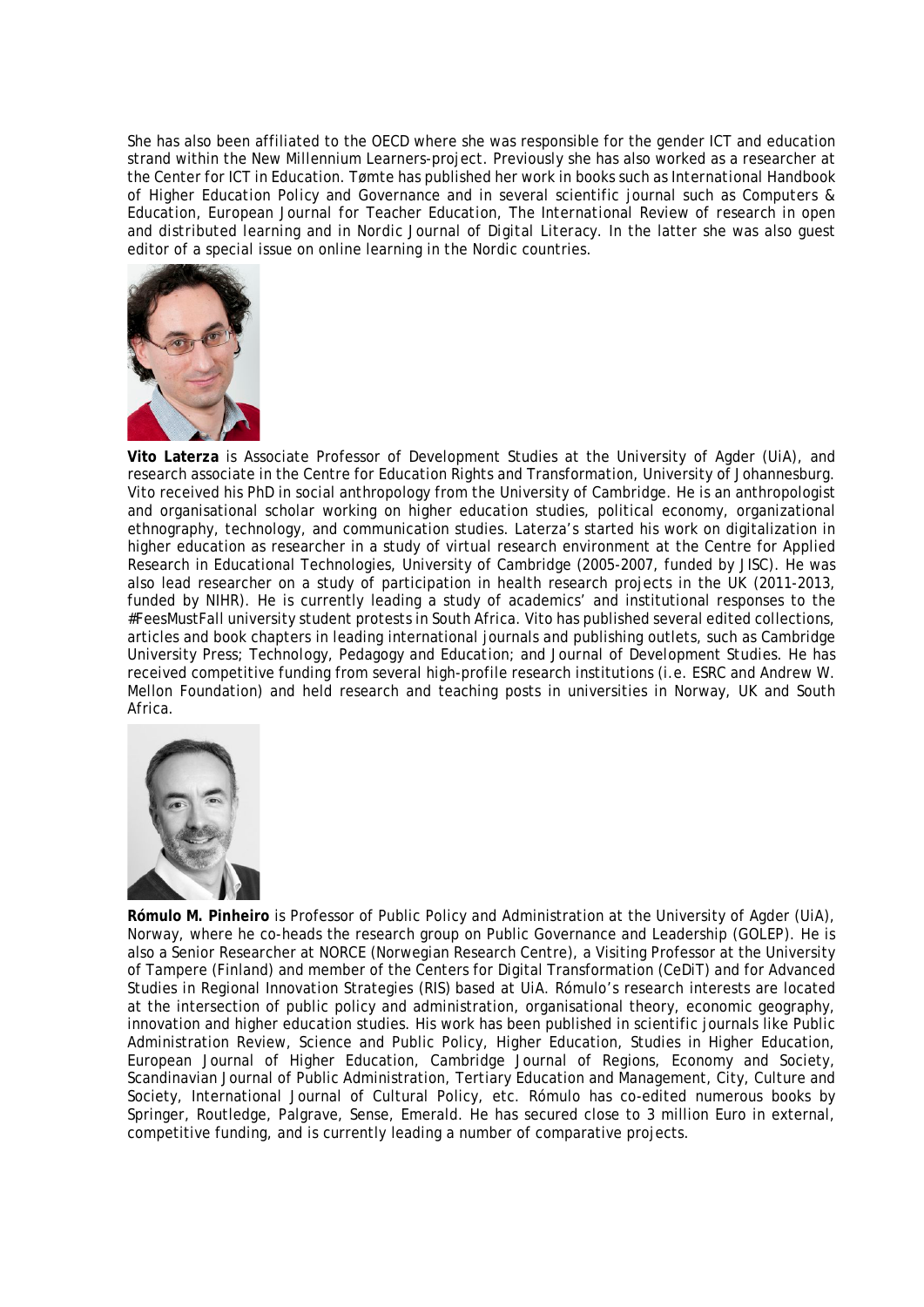She has also been affiliated to the OECD where she was responsible for the gender ICT and education strand within the New Millennium Learners-project. Previously she has also worked as a researcher at the Center for ICT in Education. Tømte has published her work in books such as International Handbook of Higher Education Policy and Governance and in several scientific journal such as Computers & Education, European Journal for Teacher Education, The International Review of research in open and distributed learning and in Nordic Journal of Digital Literacy. In the latter she was also guest editor of a special issue on online learning in the Nordic countries.

**Vito Laterza** is Associate Professor of Development Studies at the University of Agder (UiA), and research associate in the Centre for Education Rights and Transformation, University of Johannesburg. Vito received his PhD in social anthropology from the University of Cambridge. He is an anthropologist and organisational scholar working on higher education studies, political economy, organizational ethnography, technology, and communication studies. Laterza's started his work on digitalization in higher education as researcher in a study of virtual research environment at the Centre for Applied Research in Educational Technologies, University of Cambridge (2005-2007, funded by JISC). He was also lead researcher on a study of participation in health research projects in the UK (2011-2013, funded by NIHR). He is currently leading a study of academics' and institutional responses to the #FeesMustFall university student protests in South Africa. Vito has published several edited collections, articles and book chapters in leading international journals and publishing outlets, such as Cambridge University Press; Technology, Pedagogy and Education; and Journal of Development Studies. He has received competitive funding from several high-profile research institutions (i.e. ESRC and Andrew W. Mellon Foundation) and held research and teaching posts in universities in Norway, UK and South Africa.

**Rómulo M. Pinheiro** is Professor of Public Policy and Administration at the University of Agder (UiA), Norway, where he co-heads the research group on Public Governance and Leadership (GOLEP). He is also a Senior Researcher at NORCE (Norwegian Research Centre), a Visiting Professor at the University of Tampere (Finland) and member of the Centers for Digital Transformation (CeDiT) and for Advanced Studies in Regional Innovation Strategies (RIS) based at UiA. Rómulo's research interests are located at the intersection of public policy and administration, organisational theory, economic geography, innovation and higher education studies. His work has been published in scientific journals like Public Administration Review, Science and Public Policy, Higher Education, Studies in Higher Education, European Journal of Higher Education, Cambridge Journal of Regions, Economy and Society, Scandinavian Journal of Public Administration, Tertiary Education and Management, City, Culture and Society, International Journal of Cultural Policy, etc. Rómulo has co-edited numerous books by Springer, Routledge, Palgrave, Sense, Emerald. He has secured close to 3 million Euro in external, competitive funding, and is currently leading a number of comparative projects.